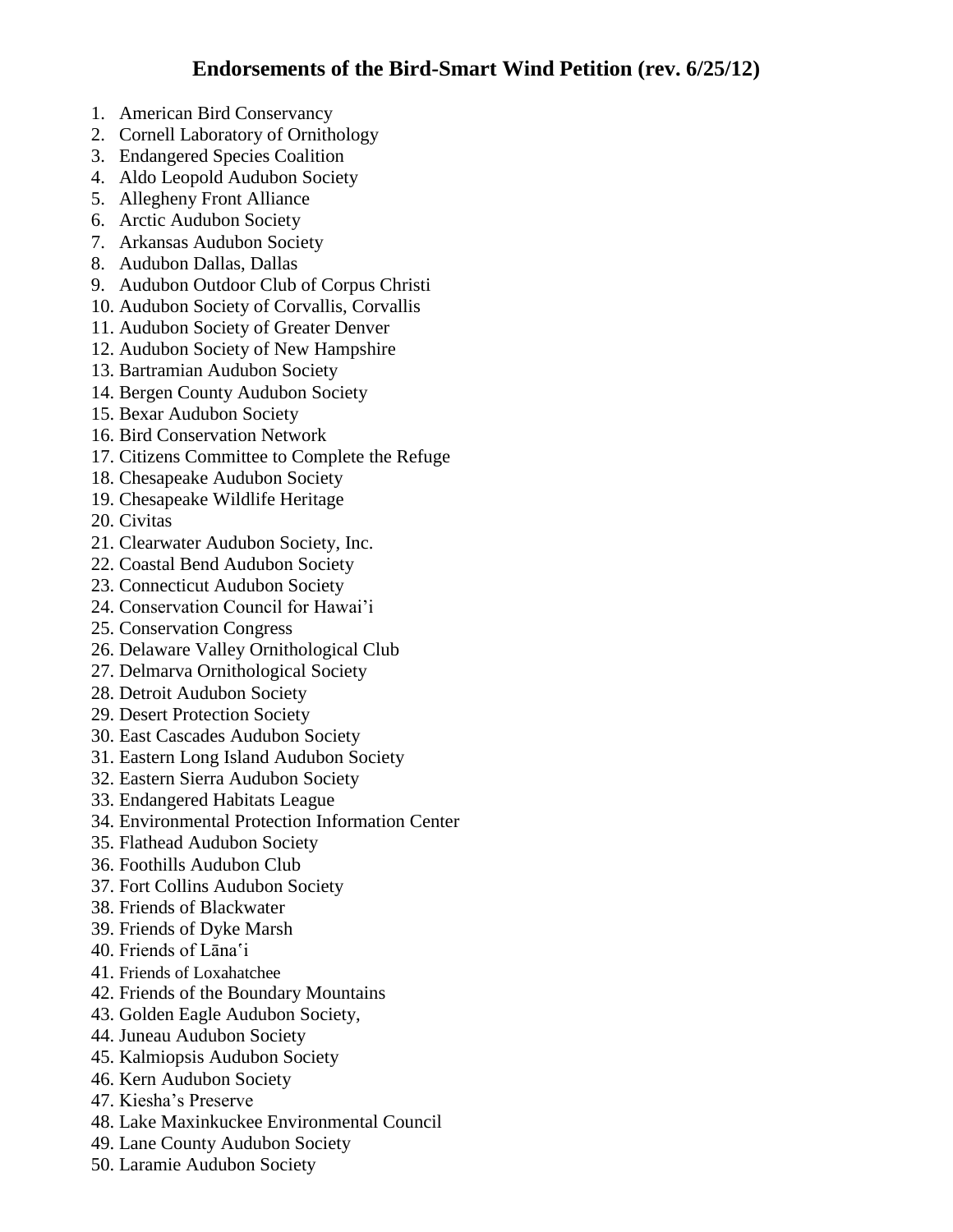# Endorsements of the Bird-Smart Wind Petition (rev. 6/25/12)

1. American Bird Conservancy
2. Cornell Laboratory of Ornithology
3. Endangered Species Coalition
4. Aldo Leopold Audubon Society
5. Allegheny Front Alliance
6. Arctic Audubon Society
7. Arkansas Audubon Society
8. Audubon Dallas, Dallas
9. Audubon Outdoor Club of Corpus Christi
10. Audubon Society of Corvallis, Corvallis
11. Audubon Society of Greater Denver
12. Audubon Society of New Hampshire
13. Bartramian Audubon Society
14. Bergen County Audubon Society
15. Bexar Audubon Society
16. Bird Conservation Network
17. Citizens Committee to Complete the Refuge
18. Chesapeake Audubon Society
19. Chesapeake Wildlife Heritage
20. Civitas
21. Clearwater Audubon Society, Inc.
22. Coastal Bend Audubon Society
23. Connecticut Audubon Society
24. Conservation Council for Hawai'i
25. Conservation Congress
26. Delaware Valley Ornithological Club
27. Delmarva Ornithological Society
28. Detroit Audubon Society
29. Desert Protection Society
30. East Cascades Audubon Society
31. Eastern Long Island Audubon Society
32. Eastern Sierra Audubon Society
33. Endangered Habitats League
34. Environmental Protection Information Center
35. Flathead Audubon Society
36. Foothills Audubon Club
37. Fort Collins Audubon Society
38. Friends of Blackwater
39. Friends of Dyke Marsh
40. Friends of Lānaʻi
41. Friends of Loxahatchee
42. Friends of the Boundary Mountains
43. Golden Eagle Audubon Society,
44. Juneau Audubon Society
45. Kalmiopsis Audubon Society
46. Kern Audubon Society
47. Kiesha's Preserve
48. Lake Maxinkuckee Environmental Council
49. Lane County Audubon Society
50. Laramie Audubon Society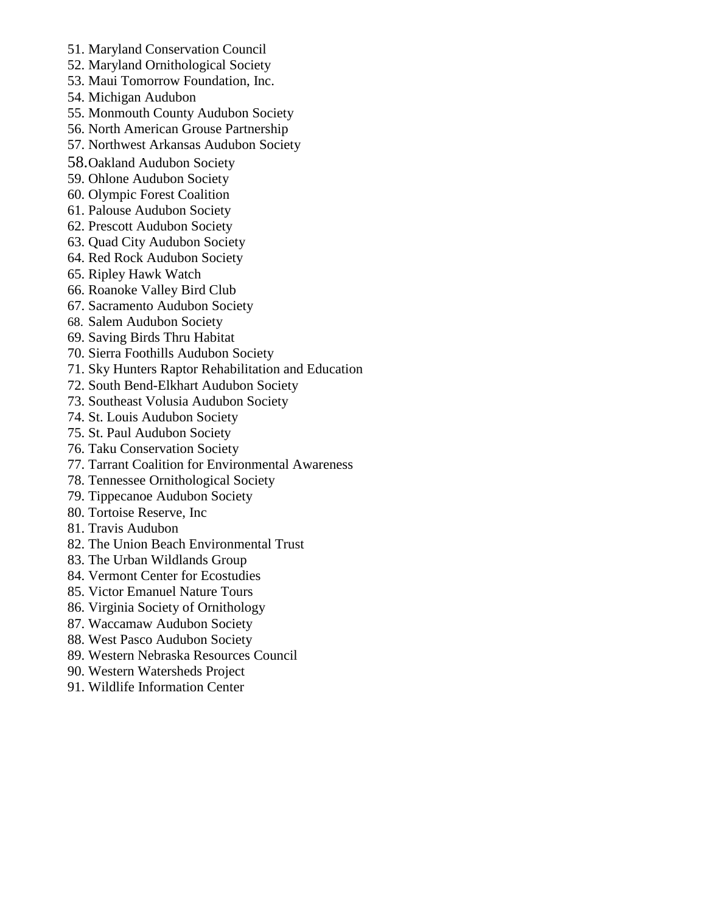51. Maryland Conservation Council
52. Maryland Ornithological Society
53. Maui Tomorrow Foundation, Inc.
54. Michigan Audubon
55. Monmouth County Audubon Society
56. North American Grouse Partnership
57. Northwest Arkansas Audubon Society
58. Oakland Audubon Society
59. Ohlone Audubon Society
60. Olympic Forest Coalition
61. Palouse Audubon Society
62. Prescott Audubon Society
63. Quad City Audubon Society
64. Red Rock Audubon Society
65. Ripley Hawk Watch
66. Roanoke Valley Bird Club
67. Sacramento Audubon Society
68. Salem Audubon Society
69. Saving Birds Thru Habitat
70. Sierra Foothills Audubon Society
71. Sky Hunters Raptor Rehabilitation and Education
72. South Bend-Elkhart Audubon Society
73. Southeast Volusia Audubon Society
74. St. Louis Audubon Society
75. St. Paul Audubon Society
76. Taku Conservation Society
77. Tarrant Coalition for Environmental Awareness
78. Tennessee Ornithological Society
79. Tippecanoe Audubon Society
80. Tortoise Reserve, Inc
81. Travis Audubon
82. The Union Beach Environmental Trust
83. The Urban Wildlands Group
84. Vermont Center for Ecostudies
85. Victor Emanuel Nature Tours
86. Virginia Society of Ornithology
87. Waccamaw Audubon Society
88. West Pasco Audubon Society
89. Western Nebraska Resources Council
90. Western Watersheds Project
91. Wildlife Information Center